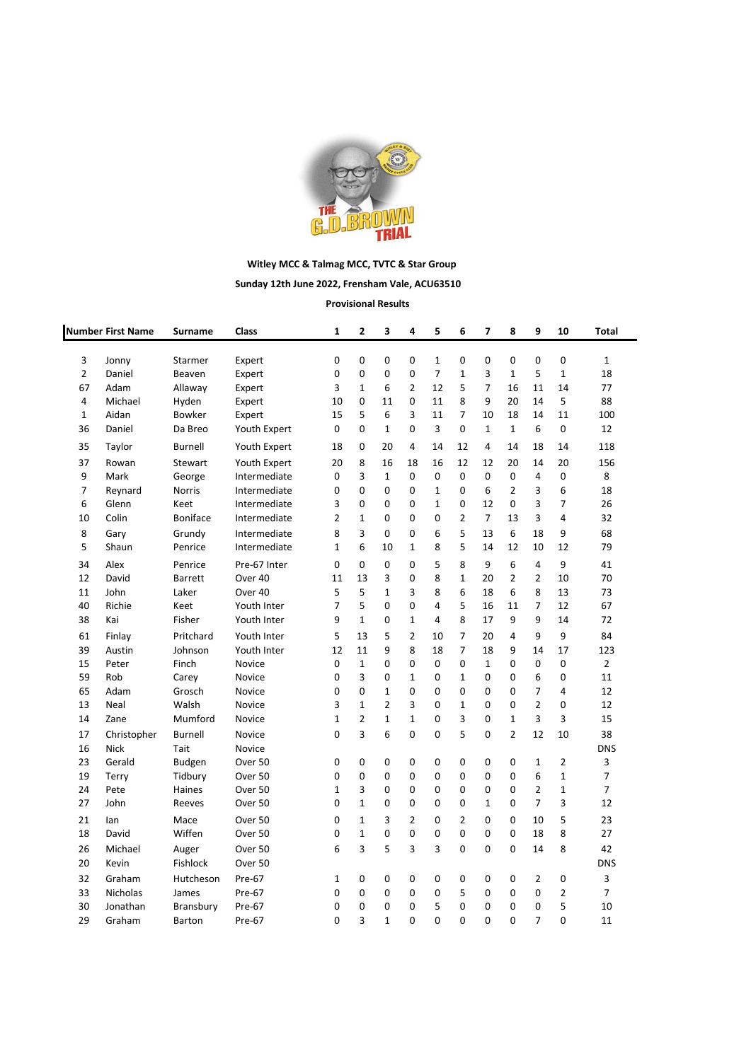**Witley MCC & Talmag MCC, TVTC & Star Group**

**Sunday 12th June 2022, Frensham Vale, ACU63510**

**Provisional Results**

| Number | First Name | Surname | Class | 1 | 2 | 3 | 4 | 5 | 6 | 7 | 8 | 9 | 10 | Total |
|---|---|---|---|---|---|---|---|---|---|---|---|---|---|---|
| 3 | Jonny | Starmer | Expert | 0 | 0 | 0 | 0 | 1 | 0 | 0 | 0 | 0 | 0 | 1 |
| 2 | Daniel | Beaven | Expert | 0 | 0 | 0 | 0 | 7 | 1 | 3 | 1 | 5 | 1 | 18 |
| 67 | Adam | Allaway | Expert | 3 | 1 | 6 | 2 | 12 | 5 | 7 | 16 | 11 | 14 | 77 |
| 4 | Michael | Hyden | Expert | 10 | 0 | 11 | 0 | 11 | 8 | 9 | 20 | 14 | 5 | 88 |
| 1 | Aidan | Bowker | Expert | 15 | 5 | 6 | 3 | 11 | 7 | 10 | 18 | 14 | 11 | 100 |
| 36 | Daniel | Da Breo | Youth Expert | 0 | 0 | 1 | 0 | 3 | 0 | 1 | 1 | 6 | 0 | 12 |
| 35 | Taylor | Burnell | Youth Expert | 18 | 0 | 20 | 4 | 14 | 12 | 4 | 14 | 18 | 14 | 118 |
| 37 | Rowan | Stewart | Youth Expert | 20 | 8 | 16 | 18 | 16 | 12 | 12 | 20 | 14 | 20 | 156 |
| 9 | Mark | George | Intermediate | 0 | 3 | 1 | 0 | 0 | 0 | 0 | 0 | 4 | 0 | 8 |
| 7 | Reynard | Norris | Intermediate | 0 | 0 | 0 | 0 | 1 | 0 | 6 | 2 | 3 | 6 | 18 |
| 6 | Glenn | Keet | Intermediate | 3 | 0 | 0 | 0 | 1 | 0 | 12 | 0 | 3 | 7 | 26 |
| 10 | Colin | Boniface | Intermediate | 2 | 1 | 0 | 0 | 0 | 2 | 7 | 13 | 3 | 4 | 32 |
| 8 | Gary | Grundy | Intermediate | 8 | 3 | 0 | 0 | 6 | 5 | 13 | 6 | 18 | 9 | 68 |
| 5 | Shaun | Penrice | Intermediate | 1 | 6 | 10 | 1 | 8 | 5 | 14 | 12 | 10 | 12 | 79 |
| 34 | Alex | Penrice | Pre-67 Inter | 0 | 0 | 0 | 0 | 5 | 8 | 9 | 6 | 4 | 9 | 41 |
| 12 | David | Barrett | Over 40 | 11 | 13 | 3 | 0 | 8 | 1 | 20 | 2 | 2 | 10 | 70 |
| 11 | John | Laker | Over 40 | 5 | 5 | 1 | 3 | 8 | 6 | 18 | 6 | 8 | 13 | 73 |
| 40 | Richie | Keet | Youth Inter | 7 | 5 | 0 | 0 | 4 | 5 | 16 | 11 | 7 | 12 | 67 |
| 38 | Kai | Fisher | Youth Inter | 9 | 1 | 0 | 1 | 4 | 8 | 17 | 9 | 9 | 14 | 72 |
| 61 | Finlay | Pritchard | Youth Inter | 5 | 13 | 5 | 2 | 10 | 7 | 20 | 4 | 9 | 9 | 84 |
| 39 | Austin | Johnson | Youth Inter | 12 | 11 | 9 | 8 | 18 | 7 | 18 | 9 | 14 | 17 | 123 |
| 15 | Peter | Finch | Novice | 0 | 1 | 0 | 0 | 0 | 0 | 1 | 0 | 0 | 0 | 2 |
| 59 | Rob | Carey | Novice | 0 | 3 | 0 | 1 | 0 | 1 | 0 | 0 | 6 | 0 | 11 |
| 65 | Adam | Grosch | Novice | 0 | 0 | 1 | 0 | 0 | 0 | 0 | 0 | 7 | 4 | 12 |
| 13 | Neal | Walsh | Novice | 3 | 1 | 2 | 3 | 0 | 1 | 0 | 0 | 2 | 0 | 12 |
| 14 | Zane | Mumford | Novice | 1 | 2 | 1 | 1 | 0 | 3 | 0 | 1 | 3 | 3 | 15 |
| 17 | Christopher | Burnell | Novice | 0 | 3 | 6 | 0 | 0 | 5 | 0 | 2 | 12 | 10 | 38 |
| 16 | Nick | Tait | Novice | | | | | | | | | | | DNS |
| 23 | Gerald | Budgen | Over 50 | 0 | 0 | 0 | 0 | 0 | 0 | 0 | 0 | 1 | 2 | 3 |
| 19 | Terry | Tidbury | Over 50 | 0 | 0 | 0 | 0 | 0 | 0 | 0 | 0 | 6 | 1 | 7 |
| 24 | Pete | Haines | Over 50 | 1 | 3 | 0 | 0 | 0 | 0 | 0 | 0 | 2 | 1 | 7 |
| 27 | John | Reeves | Over 50 | 0 | 1 | 0 | 0 | 0 | 0 | 1 | 0 | 7 | 3 | 12 |
| 21 | Ian | Mace | Over 50 | 0 | 1 | 3 | 2 | 0 | 2 | 0 | 0 | 10 | 5 | 23 |
| 18 | David | Wiffen | Over 50 | 0 | 1 | 0 | 0 | 0 | 0 | 0 | 0 | 18 | 8 | 27 |
| 26 | Michael | Auger | Over 50 | 6 | 3 | 5 | 3 | 3 | 0 | 0 | 0 | 14 | 8 | 42 |
| 20 | Kevin | Fishlock | Over 50 | | | | | | | | | | | DNS |
| 32 | Graham | Hutcheson | Pre-67 | 1 | 0 | 0 | 0 | 0 | 0 | 0 | 0 | 2 | 0 | 3 |
| 33 | Nicholas | James | Pre-67 | 0 | 0 | 0 | 0 | 0 | 5 | 0 | 0 | 0 | 2 | 7 |
| 30 | Jonathan | Bransbury | Pre-67 | 0 | 0 | 0 | 0 | 5 | 0 | 0 | 0 | 0 | 5 | 10 |
| 29 | Graham | Barton | Pre-67 | 0 | 3 | 1 | 0 | 0 | 0 | 0 | 0 | 7 | 0 | 11 |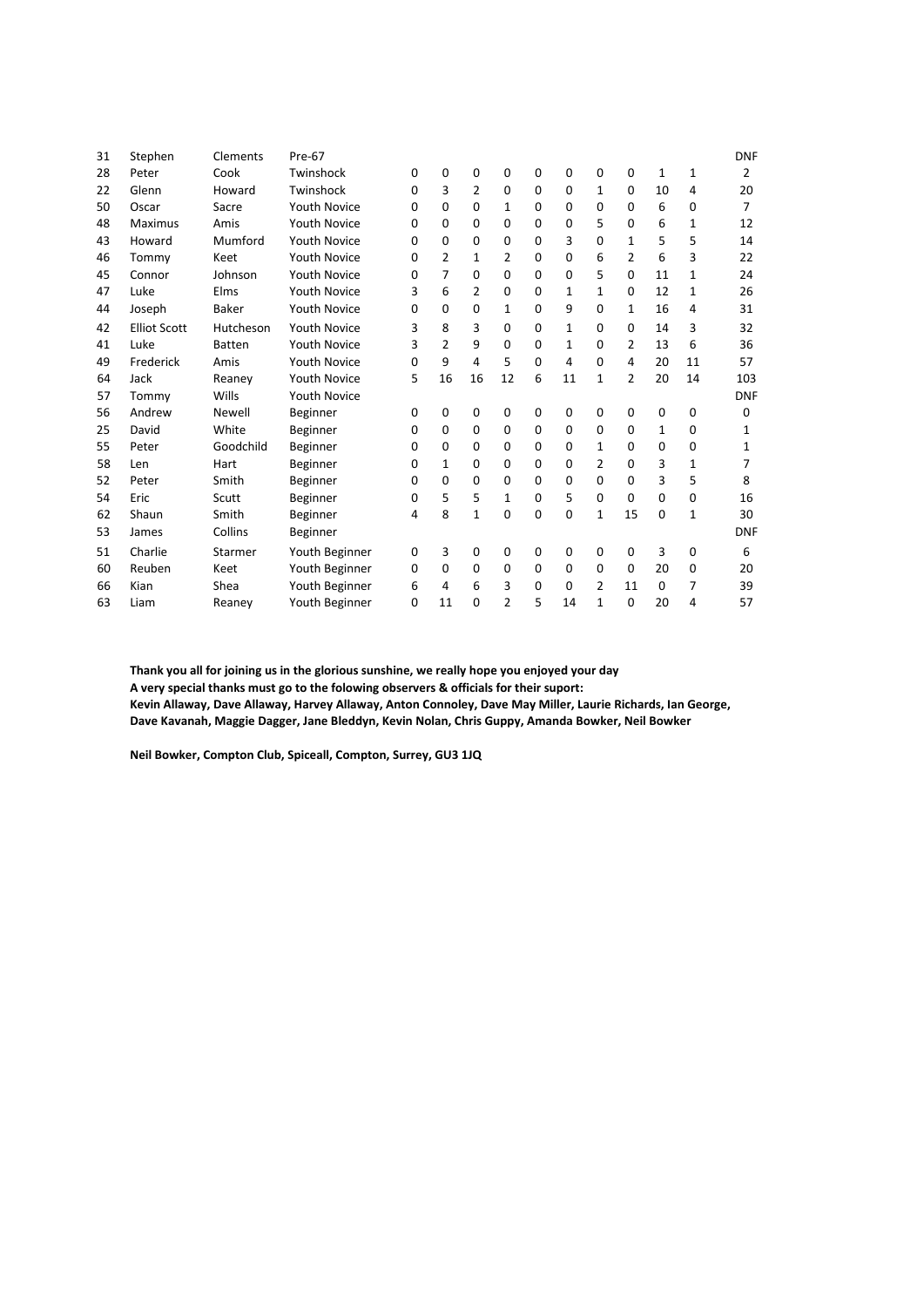| | | | | | | | | | | | | | | | |
|---|---|---|---|---|---|---|---|---|---|---|---|---|---|---|---|
| 31 | Stephen | Clements | Pre-67 | | | | | | | | | | | | DNF |
| 28 | Peter | Cook | Twinshock | 0 | 0 | 0 | 0 | 0 | 0 | 0 | 0 | 1 | 1 | | 2 |
| 22 | Glenn | Howard | Twinshock | 0 | 3 | 2 | 0 | 0 | 0 | 1 | 0 | 10 | 4 | | 20 |
| 50 | Oscar | Sacre | Youth Novice | 0 | 0 | 0 | 1 | 0 | 0 | 0 | 0 | 6 | 0 | | 7 |
| 48 | Maximus | Amis | Youth Novice | 0 | 0 | 0 | 0 | 0 | 0 | 5 | 0 | 6 | 1 | | 12 |
| 43 | Howard | Mumford | Youth Novice | 0 | 0 | 0 | 0 | 0 | 3 | 0 | 1 | 5 | 5 | | 14 |
| 46 | Tommy | Keet | Youth Novice | 0 | 2 | 1 | 2 | 0 | 0 | 6 | 2 | 6 | 3 | | 22 |
| 45 | Connor | Johnson | Youth Novice | 0 | 7 | 0 | 0 | 0 | 0 | 5 | 0 | 11 | 1 | | 24 |
| 47 | Luke | Elms | Youth Novice | 3 | 6 | 2 | 0 | 0 | 1 | 1 | 0 | 12 | 1 | | 26 |
| 44 | Joseph | Baker | Youth Novice | 0 | 0 | 0 | 1 | 0 | 9 | 0 | 1 | 16 | 4 | | 31 |
| 42 | Elliot Scott | Hutcheson | Youth Novice | 3 | 8 | 3 | 0 | 0 | 1 | 0 | 0 | 14 | 3 | | 32 |
| 41 | Luke | Batten | Youth Novice | 3 | 2 | 9 | 0 | 0 | 1 | 0 | 2 | 13 | 6 | | 36 |
| 49 | Frederick | Amis | Youth Novice | 0 | 9 | 4 | 5 | 0 | 4 | 0 | 4 | 20 | 11 | | 57 |
| 64 | Jack | Reaney | Youth Novice | 5 | 16 | 16 | 12 | 6 | 11 | 1 | 2 | 20 | 14 | | 103 |
| 57 | Tommy | Wills | Youth Novice | | | | | | | | | | | | DNF |
| 56 | Andrew | Newell | Beginner | 0 | 0 | 0 | 0 | 0 | 0 | 0 | 0 | 0 | 0 | | 0 |
| 25 | David | White | Beginner | 0 | 0 | 0 | 0 | 0 | 0 | 0 | 0 | 1 | 0 | | 1 |
| 55 | Peter | Goodchild | Beginner | 0 | 0 | 0 | 0 | 0 | 0 | 1 | 0 | 0 | 0 | | 1 |
| 58 | Len | Hart | Beginner | 0 | 1 | 0 | 0 | 0 | 0 | 2 | 0 | 3 | 1 | | 7 |
| 52 | Peter | Smith | Beginner | 0 | 0 | 0 | 0 | 0 | 0 | 0 | 0 | 3 | 5 | | 8 |
| 54 | Eric | Scutt | Beginner | 0 | 5 | 5 | 1 | 0 | 5 | 0 | 0 | 0 | 0 | | 16 |
| 62 | Shaun | Smith | Beginner | 4 | 8 | 1 | 0 | 0 | 0 | 1 | 15 | 0 | 1 | | 30 |
| 53 | James | Collins | Beginner | | | | | | | | | | | | DNF |
| 51 | Charlie | Starmer | Youth Beginner | 0 | 3 | 0 | 0 | 0 | 0 | 0 | 0 | 3 | 0 | | 6 |
| 60 | Reuben | Keet | Youth Beginner | 0 | 0 | 0 | 0 | 0 | 0 | 0 | 0 | 20 | 0 | | 20 |
| 66 | Kian | Shea | Youth Beginner | 6 | 4 | 6 | 3 | 0 | 0 | 2 | 11 | 0 | 7 | | 39 |
| 63 | Liam | Reaney | Youth Beginner | 0 | 11 | 0 | 2 | 5 | 14 | 1 | 0 | 20 | 4 | | 57 |

**Thank you all for joining us in the glorious sunshine, we really hope you enjoyed your day**
**A very special thanks must go to the folowing observers & officials for their suport:**
**Kevin Allaway, Dave Allaway, Harvey Allaway, Anton Connoley, Dave May Miller, Laurie Richards, Ian George, Dave Kavanah, Maggie Dagger, Jane Bleddyn, Kevin Nolan, Chris Guppy, Amanda Bowker, Neil Bowker**

**Neil Bowker, Compton Club, Spiceall, Compton, Surrey, GU3 1JQ**